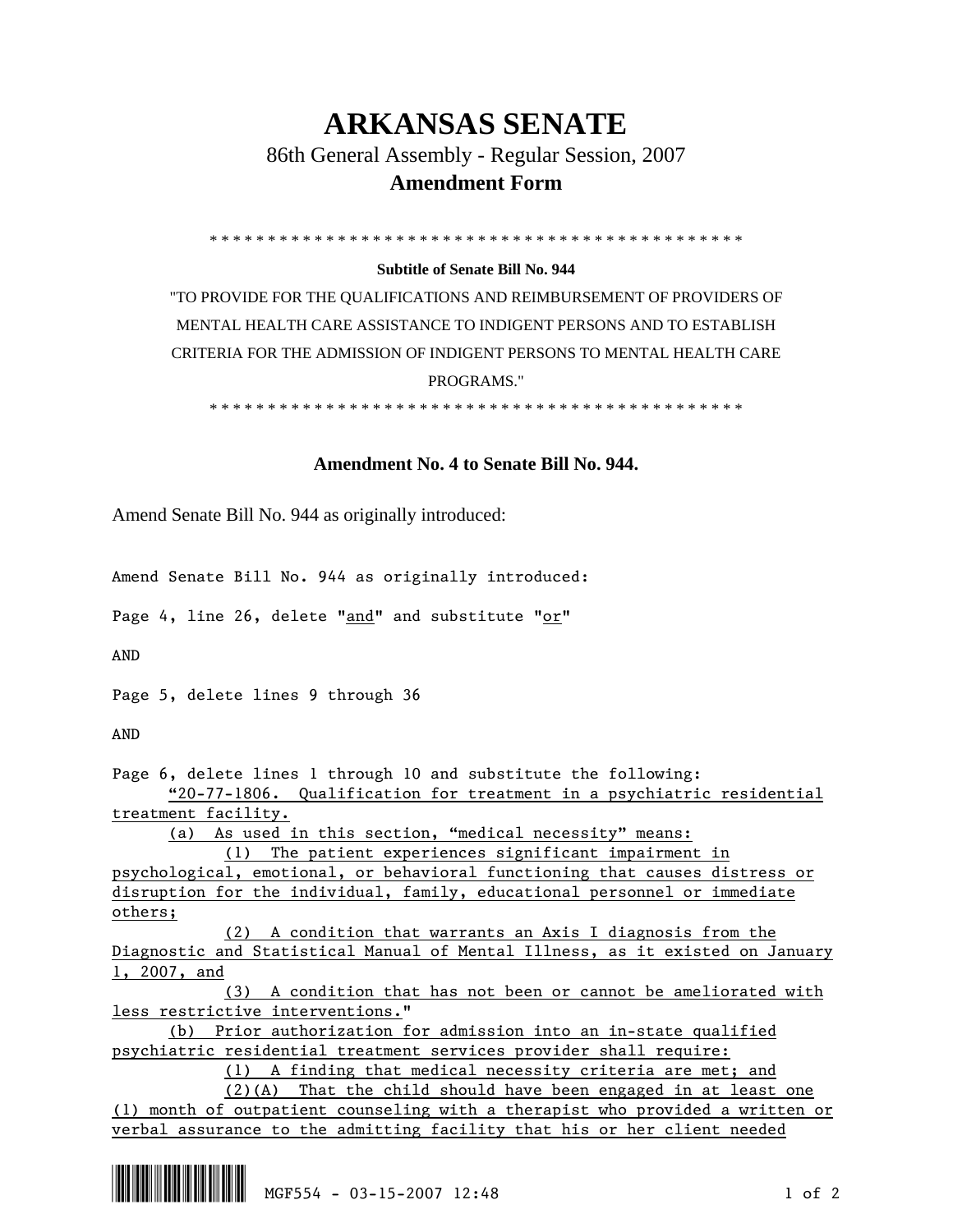# ARKANSAS SENATE

86th General Assembly - Regular Session, 2007

**Amendment Form**

\* \* \* \* \* \* \* \* \* \* \* \* \* \* \* \* \* \* \* \* \* \* \* \* \* \* \* \* \* \* \* \* \* \* \* \* \* \* \* \* \* \* \* \* \* \* \* \* \*

**Subtitle of Senate Bill No. 944**

"TO PROVIDE FOR THE QUALIFICATIONS AND REIMBURSEMENT OF PROVIDERS OF MENTAL HEALTH CARE ASSISTANCE TO INDIGENT PERSONS AND TO ESTABLISH CRITERIA FOR THE ADMISSION OF INDIGENT PERSONS TO MENTAL HEALTH CARE PROGRAMS."

\* \* \* \* \* \* \* \* \* \* \* \* \* \* \* \* \* \* \* \* \* \* \* \* \* \* \* \* \* \* \* \* \* \* \* \* \* \* \* \* \* \* \* \* \* \* \* \* \*

**Amendment No. 4 to Senate Bill No. 944.**

Amend Senate Bill No. 944 as originally introduced:

Amend Senate Bill No. 944 as originally introduced:

Page 4, line 26, delete "<u>and</u>" and substitute "<u>or</u>"

AND

Page 5, delete lines 9 through 36

AND

Page 6, delete lines 1 through 10 and substitute the following:

<u>"20-77-1806. Qualification for treatment in a psychiatric residential treatment facility.</u>

<u>(a) As used in this section, "medical necessity" means:</u>

<u>(1) The patient experiences significant impairment in psychological, emotional, or behavioral functioning that causes distress or disruption for the individual, family, educational personnel or immediate others;</u>

<u>(2) A condition that warrants an Axis I diagnosis from the Diagnostic and Statistical Manual of Mental Illness, as it existed on January 1, 2007, and</u>

<u>(3) A condition that has not been or cannot be ameliorated with less restrictive interventions.</u>"

<u>(b) Prior authorization for admission into an in-state qualified psychiatric residential treatment services provider shall require:</u>

<u>(1) A finding that medical necessity criteria are met; and</u>

<u>(2)(A) That the child should have been engaged in at least one (1) month of outpatient counseling with a therapist who provided a written or verbal assurance to the admitting facility that his or her client needed</u>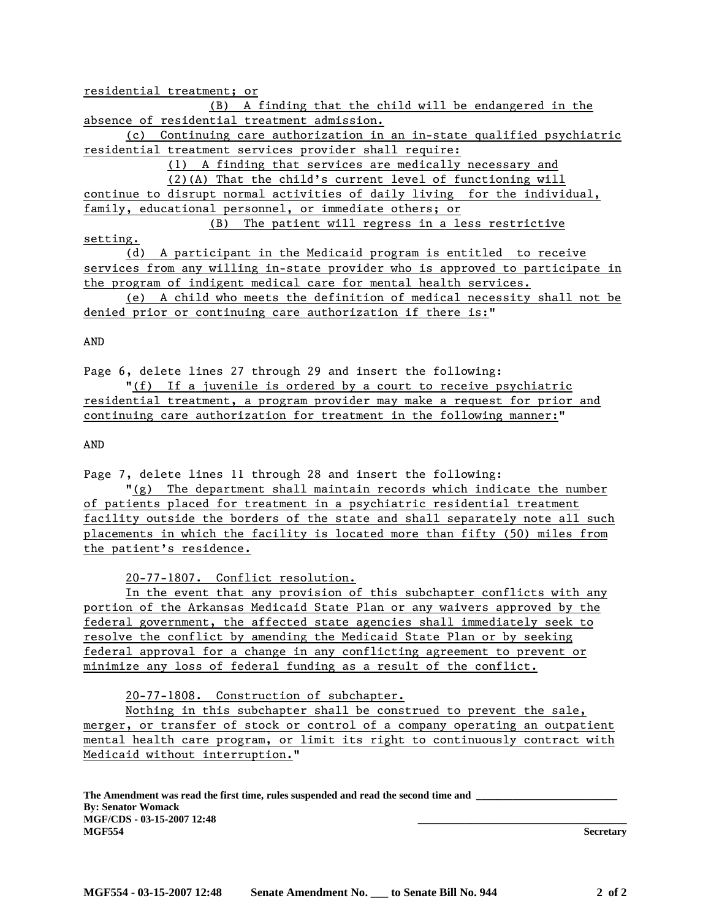residential treatment; or

(B) A finding that the child will be endangered in the absence of residential treatment admission.

(c) Continuing care authorization in an in-state qualified psychiatric residential treatment services provider shall require:

(1) A finding that services are medically necessary and

(2)(A) That the child's current level of functioning will continue to disrupt normal activities of daily living for the individual, family, educational personnel, or immediate others; or

(B) The patient will regress in a less restrictive setting.

(d) A participant in the Medicaid program is entitled to receive services from any willing in-state provider who is approved to participate in the program of indigent medical care for mental health services.

(e) A child who meets the definition of medical necessity shall not be denied prior or continuing care authorization if there is:"

AND

Page 6, delete lines 27 through 29 and insert the following:

"(f) If a juvenile is ordered by a court to receive psychiatric residential treatment, a program provider may make a request for prior and continuing care authorization for treatment in the following manner:"

AND

Page 7, delete lines 11 through 28 and insert the following:

"(g) The department shall maintain records which indicate the number of patients placed for treatment in a psychiatric residential treatment facility outside the borders of the state and shall separately note all such placements in which the facility is located more than fifty (50) miles from the patient's residence.

20-77-1807. Conflict resolution.

In the event that any provision of this subchapter conflicts with any portion of the Arkansas Medicaid State Plan or any waivers approved by the federal government, the affected state agencies shall immediately seek to resolve the conflict by amending the Medicaid State Plan or by seeking federal approval for a change in any conflicting agreement to prevent or minimize any loss of federal funding as a result of the conflict.

20-77-1808. Construction of subchapter.

Nothing in this subchapter shall be construed to prevent the sale, merger, or transfer of stock or control of a company operating an outpatient mental health care program, or limit its right to continuously contract with Medicaid without interruption."

**The Amendment was read the first time, rules suspended and read the second time and \_\_\_\_\_\_\_\_\_\_\_\_\_\_\_\_\_\_\_\_\_\_\_\_**
**By: Senator Womack**
**MGF/CDS - 03-15-2007 12:48** \_\_\_\_\_\_\_\_\_\_\_\_\_\_\_\_\_\_\_\_\_\_\_\_\_\_\_\_\_\_\_\_\_\_\_\_\_\_
**MGF554** **Secretary**